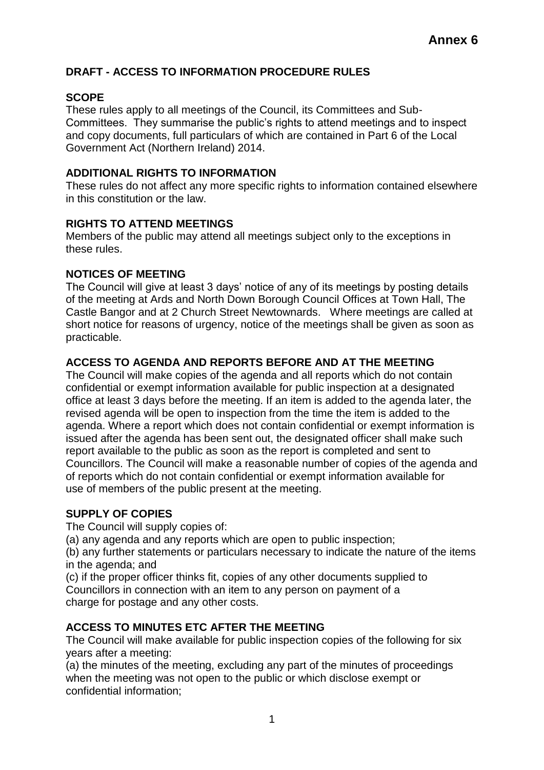**Annex 6**

## DRAFT - ACCESS TO INFORMATION PROCEDURE RULES

### SCOPE

These rules apply to all meetings of the Council, its Committees and Sub-Committees. They summarise the public's rights to attend meetings and to inspect and copy documents, full particulars of which are contained in Part 6 of the Local Government Act (Northern Ireland) 2014.

### ADDITIONAL RIGHTS TO INFORMATION

These rules do not affect any more specific rights to information contained elsewhere in this constitution or the law.

### RIGHTS TO ATTEND MEETINGS

Members of the public may attend all meetings subject only to the exceptions in these rules.

### NOTICES OF MEETING

The Council will give at least 3 days' notice of any of its meetings by posting details of the meeting at Ards and North Down Borough Council Offices at Town Hall, The Castle Bangor and at 2 Church Street Newtownards. Where meetings are called at short notice for reasons of urgency, notice of the meetings shall be given as soon as practicable.

### ACCESS TO AGENDA AND REPORTS BEFORE AND AT THE MEETING

The Council will make copies of the agenda and all reports which do not contain confidential or exempt information available for public inspection at a designated office at least 3 days before the meeting. If an item is added to the agenda later, the revised agenda will be open to inspection from the time the item is added to the agenda. Where a report which does not contain confidential or exempt information is issued after the agenda has been sent out, the designated officer shall make such report available to the public as soon as the report is completed and sent to Councillors. The Council will make a reasonable number of copies of the agenda and of reports which do not contain confidential or exempt information available for use of members of the public present at the meeting.

### SUPPLY OF COPIES

The Council will supply copies of:

(a) any agenda and any reports which are open to public inspection;

(b) any further statements or particulars necessary to indicate the nature of the items in the agenda; and

(c) if the proper officer thinks fit, copies of any other documents supplied to Councillors in connection with an item to any person on payment of a charge for postage and any other costs.

### ACCESS TO MINUTES ETC AFTER THE MEETING

The Council will make available for public inspection copies of the following for six years after a meeting:

(a) the minutes of the meeting, excluding any part of the minutes of proceedings when the meeting was not open to the public or which disclose exempt or confidential information;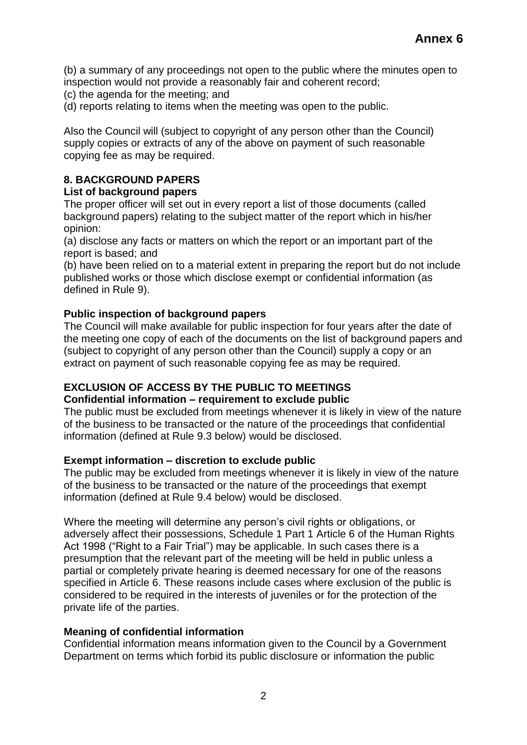(b) a summary of any proceedings not open to the public where the minutes open to inspection would not provide a reasonably fair and coherent record;
(c) the agenda for the meeting; and
(d) reports relating to items when the meeting was open to the public.

Also the Council will (subject to copyright of any person other than the Council) supply copies or extracts of any of the above on payment of such reasonable copying fee as may be required.

## 8. BACKGROUND PAPERS

### List of background papers

The proper officer will set out in every report a list of those documents (called background papers) relating to the subject matter of the report which in his/her opinion:

(a) disclose any facts or matters on which the report or an important part of the report is based; and
(b) have been relied on to a material extent in preparing the report but do not include published works or those which disclose exempt or confidential information (as defined in Rule 9).

### Public inspection of background papers

The Council will make available for public inspection for four years after the date of the meeting one copy of each of the documents on the list of background papers and (subject to copyright of any person other than the Council) supply a copy or an extract on payment of such reasonable copying fee as may be required.

## EXCLUSION OF ACCESS BY THE PUBLIC TO MEETINGS

### Confidential information – requirement to exclude public

The public must be excluded from meetings whenever it is likely in view of the nature of the business to be transacted or the nature of the proceedings that confidential information (defined at Rule 9.3 below) would be disclosed.

### Exempt information – discretion to exclude public

The public may be excluded from meetings whenever it is likely in view of the nature of the business to be transacted or the nature of the proceedings that exempt information (defined at Rule 9.4 below) would be disclosed.

Where the meeting will determine any person's civil rights or obligations, or adversely affect their possessions, Schedule 1 Part 1 Article 6 of the Human Rights Act 1998 ("Right to a Fair Trial") may be applicable. In such cases there is a presumption that the relevant part of the meeting will be held in public unless a partial or completely private hearing is deemed necessary for one of the reasons specified in Article 6. These reasons include cases where exclusion of the public is considered to be required in the interests of juveniles or for the protection of the private life of the parties.

### Meaning of confidential information

Confidential information means information given to the Council by a Government Department on terms which forbid its public disclosure or information the public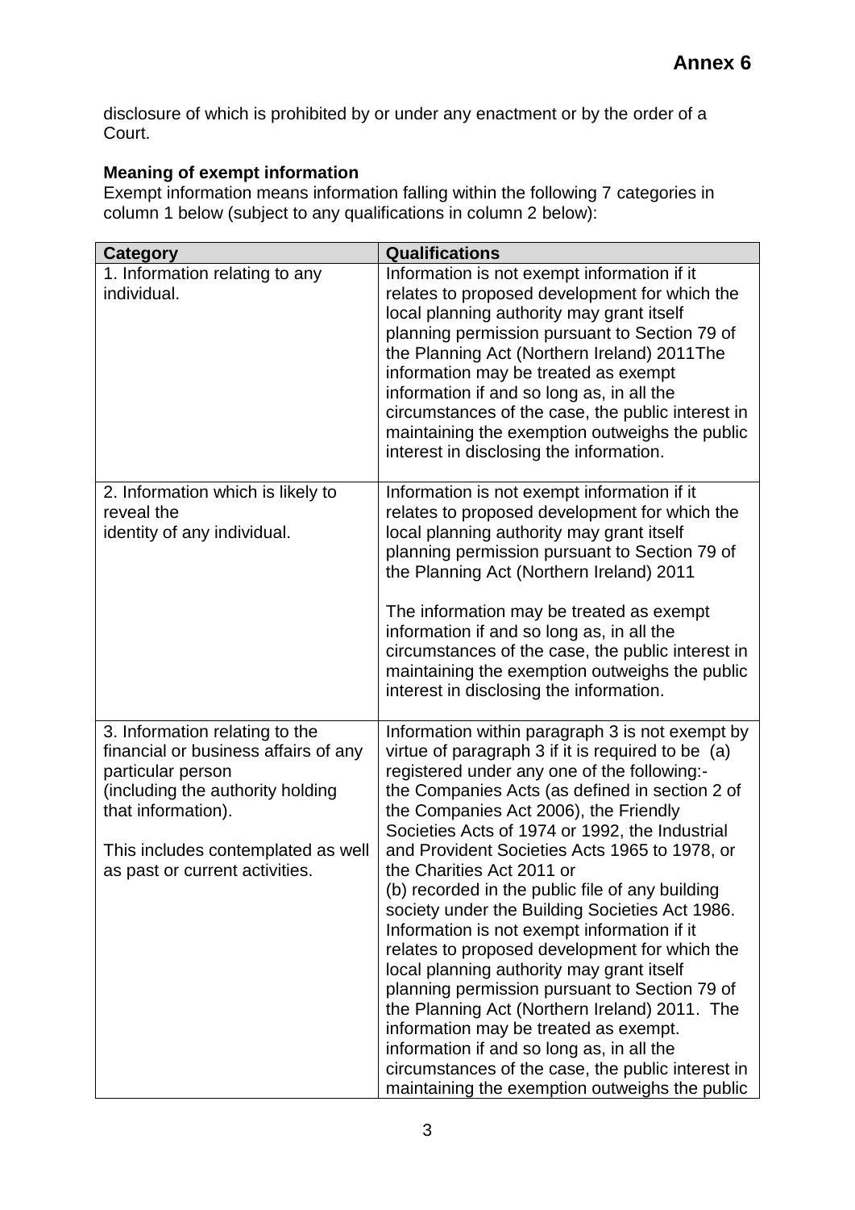disclosure of which is prohibited by or under any enactment or by the order of a Court.

**Meaning of exempt information**

Exempt information means information falling within the following 7 categories in column 1 below (subject to any qualifications in column 2 below):

| Category | Qualifications |
|---|---|
| 1. Information relating to any individual. | Information is not exempt information if it relates to proposed development for which the local planning authority may grant itself planning permission pursuant to Section 79 of the Planning Act (Northern Ireland) 2011The information may be treated as exempt information if and so long as, in all the circumstances of the case, the public interest in maintaining the exemption outweighs the public interest in disclosing the information. |
| 2. Information which is likely to reveal the identity of any individual. | Information is not exempt information if it relates to proposed development for which the local planning authority may grant itself planning permission pursuant to Section 79 of the Planning Act (Northern Ireland) 2011<br><br>The information may be treated as exempt information if and so long as, in all the circumstances of the case, the public interest in maintaining the exemption outweighs the public interest in disclosing the information. |
| 3. Information relating to the financial or business affairs of any particular person (including the authority holding that information).<br><br>This includes contemplated as well as past or current activities. | Information within paragraph 3 is not exempt by virtue of paragraph 3 if it is required to be (a) registered under any one of the following:- the Companies Acts (as defined in section 2 of the Companies Act 2006), the Friendly Societies Acts of 1974 or 1992, the Industrial and Provident Societies Acts 1965 to 1978, or the Charities Act 2011 or<br>(b) recorded in the public file of any building society under the Building Societies Act 1986. Information is not exempt information if it relates to proposed development for which the local planning authority may grant itself planning permission pursuant to Section 79 of the Planning Act (Northern Ireland) 2011. The information may be treated as exempt. information if and so long as, in all the circumstances of the case, the public interest in maintaining the exemption outweighs the public |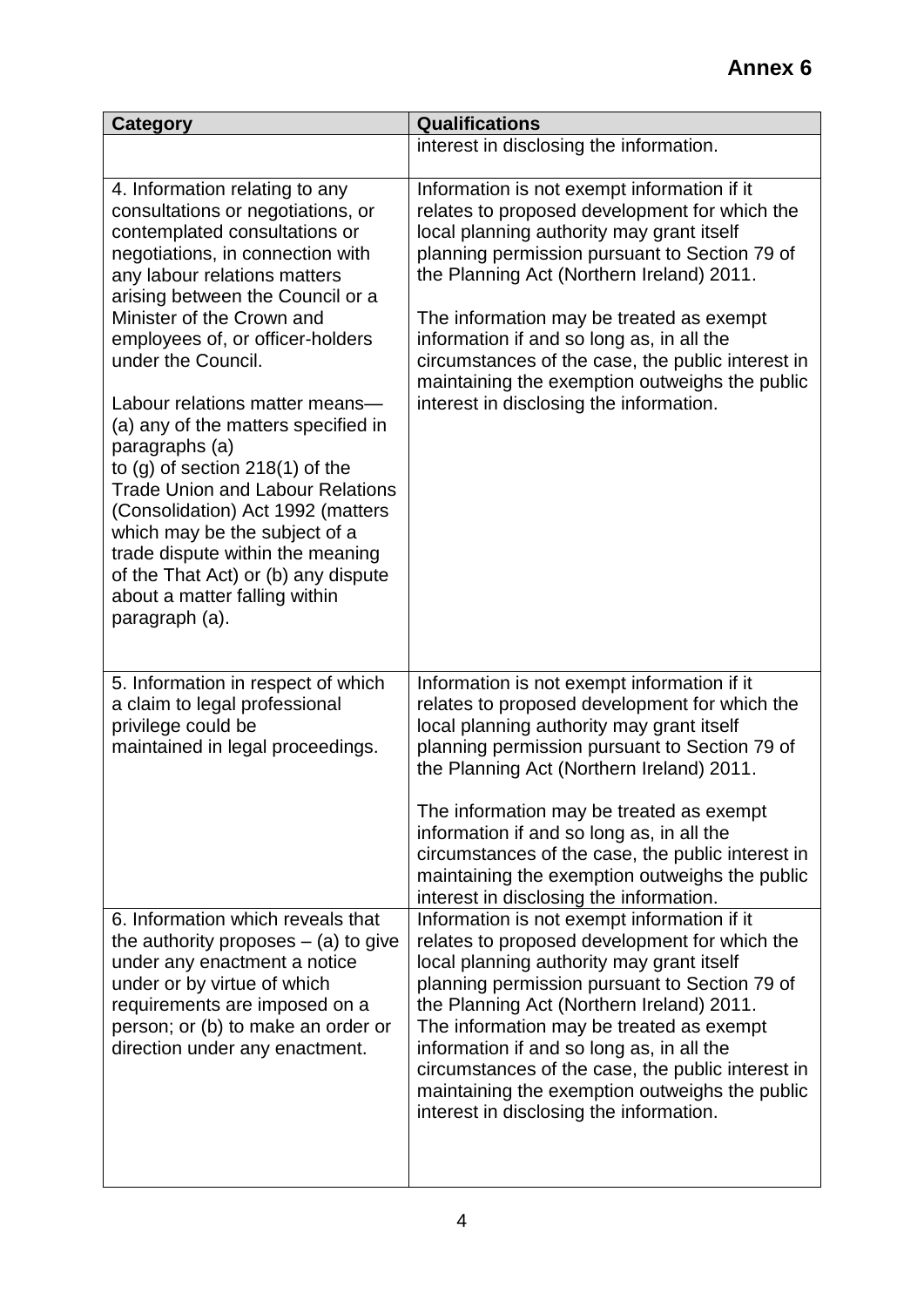**Annex 6**

| Category | Qualifications |
|---|---|
| | interest in disclosing the information. |
| 4. Information relating to any consultations or negotiations, or contemplated consultations or negotiations, in connection with any labour relations matters arising between the Council or a Minister of the Crown and employees of, or officer-holders under the Council.<br><br>Labour relations matter means— (a) any of the matters specified in paragraphs (a) to (g) of section 218(1) of the Trade Union and Labour Relations (Consolidation) Act 1992 (matters which may be the subject of a trade dispute within the meaning of the That Act) or (b) any dispute about a matter falling within paragraph (a). | Information is not exempt information if it relates to proposed development for which the local planning authority may grant itself planning permission pursuant to Section 79 of the Planning Act (Northern Ireland) 2011.<br><br>The information may be treated as exempt information if and so long as, in all the circumstances of the case, the public interest in maintaining the exemption outweighs the public interest in disclosing the information. |
| 5. Information in respect of which a claim to legal professional privilege could be maintained in legal proceedings. | Information is not exempt information if it relates to proposed development for which the local planning authority may grant itself planning permission pursuant to Section 79 of the Planning Act (Northern Ireland) 2011.<br><br>The information may be treated as exempt information if and so long as, in all the circumstances of the case, the public interest in maintaining the exemption outweighs the public interest in disclosing the information. |
| 6. Information which reveals that the authority proposes – (a) to give under any enactment a notice under or by virtue of which requirements are imposed on a person; or (b) to make an order or direction under any enactment. | Information is not exempt information if it relates to proposed development for which the local planning authority may grant itself planning permission pursuant to Section 79 of the Planning Act (Northern Ireland) 2011. The information may be treated as exempt information if and so long as, in all the circumstances of the case, the public interest in maintaining the exemption outweighs the public interest in disclosing the information. |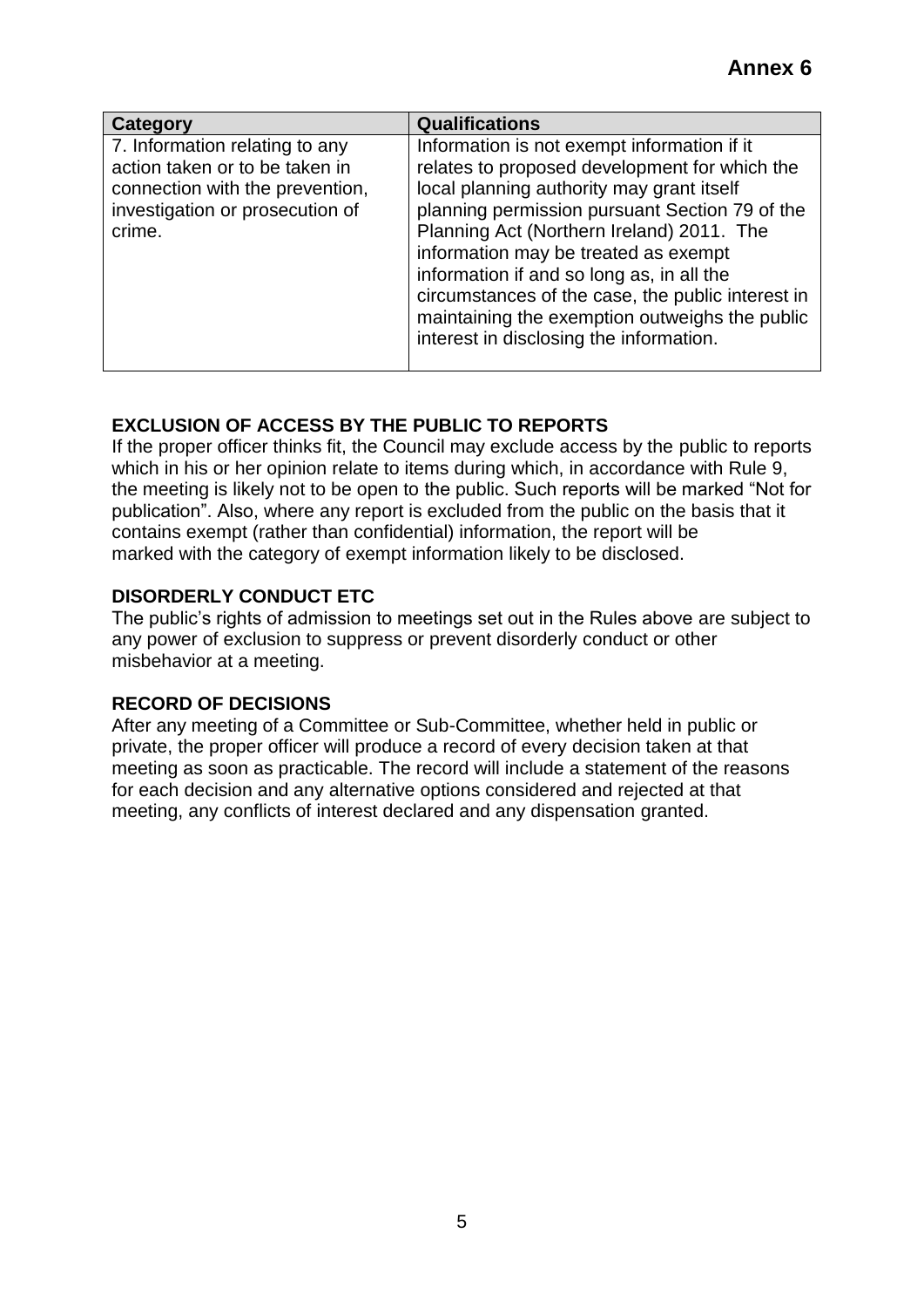**Annex 6**

| Category | Qualifications |
| --- | --- |
| 7. Information relating to any action taken or to be taken in connection with the prevention, investigation or prosecution of crime. | Information is not exempt information if it relates to proposed development for which the local planning authority may grant itself planning permission pursuant Section 79 of the Planning Act (Northern Ireland) 2011. The information may be treated as exempt information if and so long as, in all the circumstances of the case, the public interest in maintaining the exemption outweighs the public interest in disclosing the information. |

**EXCLUSION OF ACCESS BY THE PUBLIC TO REPORTS**

If the proper officer thinks fit, the Council may exclude access by the public to reports which in his or her opinion relate to items during which, in accordance with Rule 9, the meeting is likely not to be open to the public. Such reports will be marked "Not for publication". Also, where any report is excluded from the public on the basis that it contains exempt (rather than confidential) information, the report will be marked with the category of exempt information likely to be disclosed.

**DISORDERLY CONDUCT ETC**

The public's rights of admission to meetings set out in the Rules above are subject to any power of exclusion to suppress or prevent disorderly conduct or other misbehavior at a meeting.

**RECORD OF DECISIONS**

After any meeting of a Committee or Sub-Committee, whether held in public or private, the proper officer will produce a record of every decision taken at that meeting as soon as practicable. The record will include a statement of the reasons for each decision and any alternative options considered and rejected at that meeting, any conflicts of interest declared and any dispensation granted.